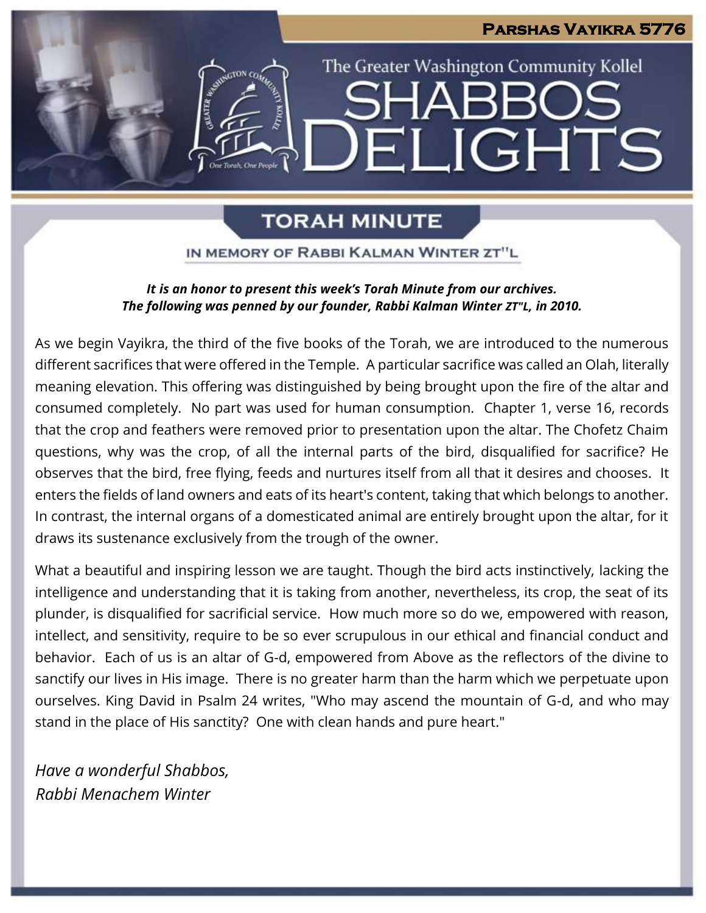**Parshas Vayikra 5776**

The Greater Washington Community Kollel

# SHABBOS DELIGHTS

## TORAH MINUTE

### IN MEMORY OF RABBI KALMAN WINTER ZT"L

***It is an honor to present this week's Torah Minute from our archives.***
***The following was penned by our founder, Rabbi Kalman Winter ZT"L, in 2010.***

As we begin Vayikra, the third of the five books of the Torah, we are introduced to the numerous different sacrifices that were offered in the Temple. A particular sacrifice was called an Olah, literally meaning elevation. This offering was distinguished by being brought upon the fire of the altar and consumed completely. No part was used for human consumption. Chapter 1, verse 16, records that the crop and feathers were removed prior to presentation upon the altar. The Chofetz Chaim questions, why was the crop, of all the internal parts of the bird, disqualified for sacrifice? He observes that the bird, free flying, feeds and nurtures itself from all that it desires and chooses. It enters the fields of land owners and eats of its heart's content, taking that which belongs to another. In contrast, the internal organs of a domesticated animal are entirely brought upon the altar, for it draws its sustenance exclusively from the trough of the owner.

What a beautiful and inspiring lesson we are taught. Though the bird acts instinctively, lacking the intelligence and understanding that it is taking from another, nevertheless, its crop, the seat of its plunder, is disqualified for sacrificial service. How much more so do we, empowered with reason, intellect, and sensitivity, require to be so ever scrupulous in our ethical and financial conduct and behavior. Each of us is an altar of G-d, empowered from Above as the reflectors of the divine to sanctify our lives in His image. There is no greater harm than the harm which we perpetuate upon ourselves. King David in Psalm 24 writes, "Who may ascend the mountain of G-d, and who may stand in the place of His sanctity? One with clean hands and pure heart."

*Have a wonderful Shabbos,*
*Rabbi Menachem Winter*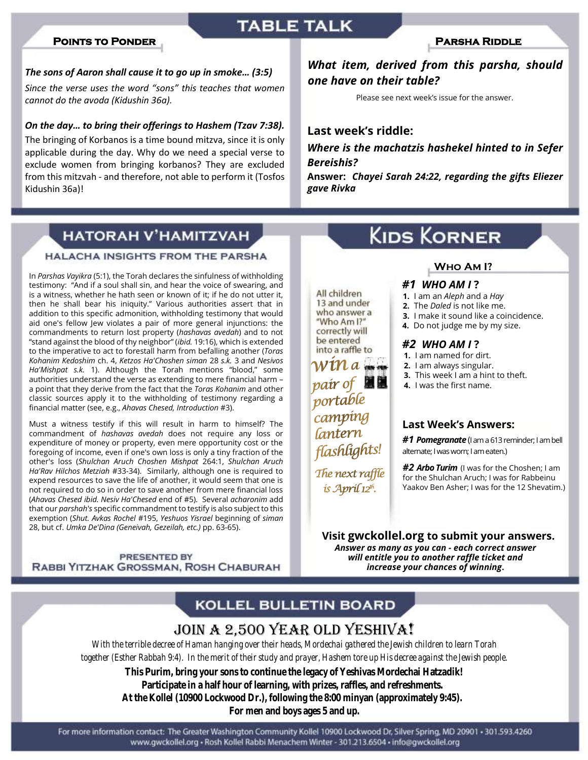# TABLE TALK

## Points to Ponder

***The sons of Aaron shall cause it to go up in smoke… (3:5)***

*Since the verse uses the word "sons" this teaches that women cannot do the avoda (Kidushin 36a).*

***On the day… to bring their offerings to Hashem (Tzav 7:38).***

The bringing of Korbanos is a time bound mitzva, since it is only applicable during the day. Why do we need a special verse to exclude women from bringing korbanos? They are excluded from this mitzvah - and therefore, not able to perform it (Tosfos Kidushin 36a)!

## Parsha Riddle

***What item, derived from this parsha, should one have on their table?***

Please see next week's issue for the answer.

### Last week's riddle:

***Where is the machatzis hashekel hinted to in Sefer Bereishis?***

**Answer:** ***Chayei Sarah 24:22, regarding the gifts Eliezer gave Rivka***

# HATORAH V'HAMITZVAH

## HALACHA INSIGHTS FROM THE PARSHA

In *Parshas Vayikra* (5:1), the Torah declares the sinfulness of withholding testimony: "And if a soul shall sin, and hear the voice of swearing, and is a witness, whether he hath seen or known of it; if he do not utter it, then he shall bear his iniquity." Various authorities assert that in addition to this specific admonition, withholding testimony that would aid one's fellow Jew violates a pair of more general injunctions: the commandments to return lost property (*hashavas avedah*) and to not "stand against the blood of thy neighbor" (*ibid.* 19:16), which is extended to the imperative to act to forestall harm from befalling another (*Toras Kohanim Kedoshim* ch. 4, *Ketzos Ha'Choshen siman* 28 *s.k.* 3 and *Nesivos Ha'Mishpat s.k.* 1). Although the Torah mentions "blood," some authorities understand the verse as extending to mere financial harm – a point that they derive from the fact that the *Toras Kohanim* and other classic sources apply it to the withholding of testimony regarding a financial matter (see, e.g., *Ahavas Chesed, Introduction* #3).

Must a witness testify if this will result in harm to himself? The commandment of *hashavas avedah* does not require any loss or expenditure of money or property, even mere opportunity cost or the foregoing of income, even if one's own loss is only a tiny fraction of the other's loss (*Shulchan Aruch Choshen Mishpat* 264:1, *Shulchan Aruch Ha'Rav Hilchos Metziah* #33-34). Similarly, although one is required to expend resources to save the life of another, it would seem that one is not required to do so in order to save another from mere financial loss (*Ahavas Chesed ibid. Nesiv Ha'Chesed* end of #5). Several *acharonim* add that our *parshah's* specific commandment to testify is also subject to this exemption (*Shut. Avkas Rochel* #195, *Yeshuos Yisrael* beginning of *siman* 28, but cf. *Umka De'Dina (Geneivah, Gezeilah, etc.)* pp. 63-65).

PRESENTED BY
RABBI YITZHAK GROSSMAN, ROSH CHABURAH

# Kids Korner

All children 13 and under who answer a "Who Am I?" correctly will be entered into a raffle to *win a pair of portable camping lantern flashlights!*

*The next raffle is April 12th.*

## Who Am I?

### #1 WHO AM I ?

1. I am an *Aleph* and a *Hay*
2. The *Daled* is not like me.
3. I make it sound like a coincidence.
4. Do not judge me by my size.

### #2 WHO AM I ?

1. I am named for dirt.
2. I am always singular.
3. This week I am a hint to theft.
4. I was the first name.

### Last Week's Answers:

***#1 Pomegranate*** (I am a 613 reminder; I am bell alternate; I was worn; I am eaten.)

***#2 Arbo Turim*** (I was for the Choshen; I am for the Shulchan Aruch; I was for Rabbeinu Yaakov Ben Asher; I was for the 12 Shevatim.)

**Visit gwckollel.org to submit your answers.**
***Answer as many as you can - each correct answer will entitle you to another raffle ticket and increase your chances of winning.***

# KOLLEL BULLETIN BOARD

## JOIN A 2,500 YEAR OLD YESHIVA!

*With the terrible decree of Haman hanging over their heads, Mordechai gathered the Jewish children to learn Torah together (Esther Rabbah 9:4). In the merit of their study and prayer, Hashem tore up His decree against the Jewish people.*

**This Purim, bring your sons to continue the legacy of Yeshivas Mordechai Hatzadik!**
**Participate in a half hour of learning, with prizes, raffles, and refreshments.**
**At the Kollel (10900 Lockwood Dr.), following the 8:00 minyan (approximately 9:45).**
**For men and boys ages 5 and up.**

For more information contact: The Greater Washington Community Kollel 10900 Lockwood Dr, Silver Spring, MD 20901 • 301.593.4260
www.gwckollel.org • Rosh Kollel Rabbi Menachem Winter - 301.213.6504 • info@gwckollel.org